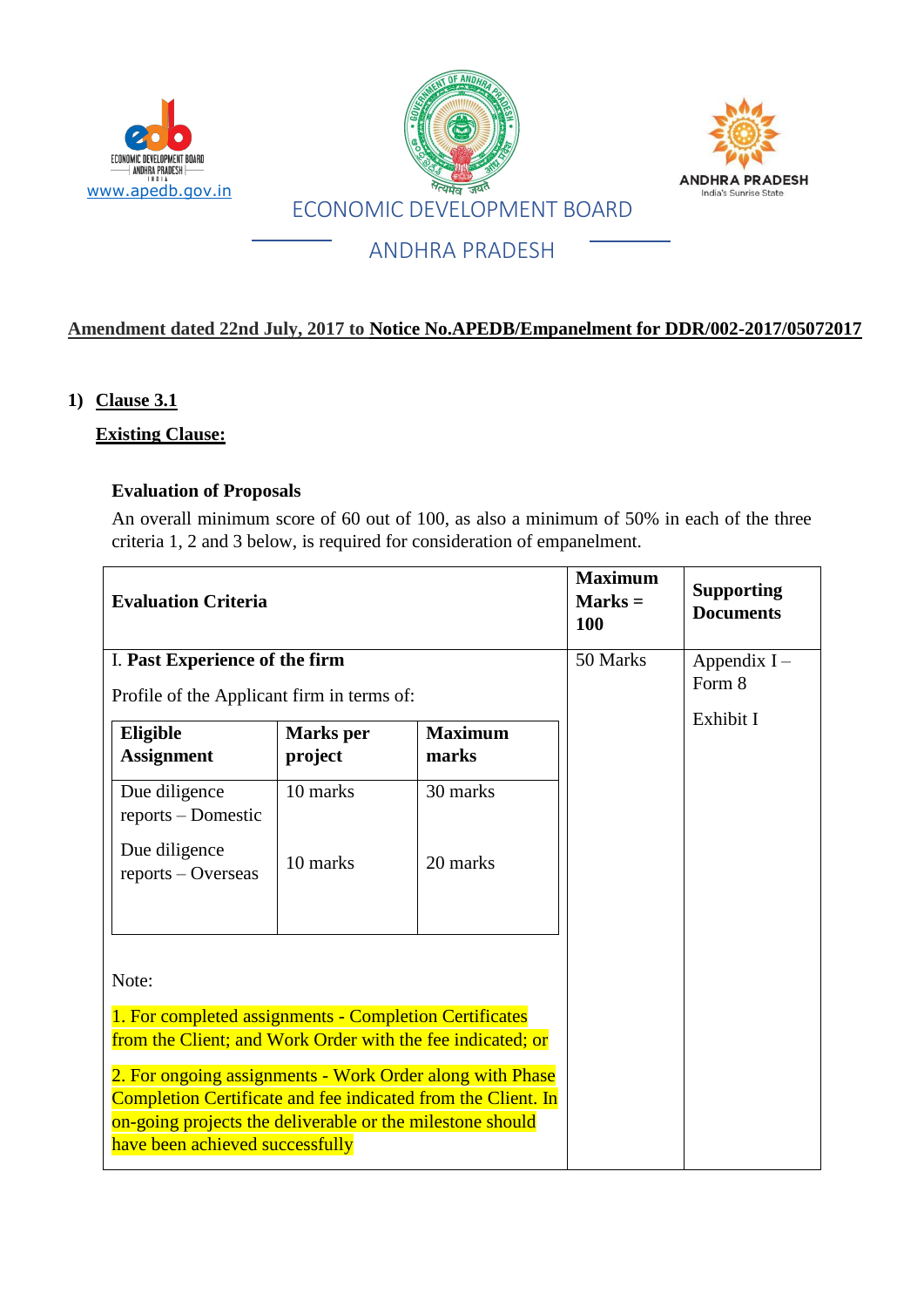www.apedb.gov.in

ECONOMIC DEVELOPMENT BOARD

ANDHRA PRADESH

ANDHRA PRADESH
India's Sunrise State

**Amendment dated 22nd July, 2017 to Notice No.APEDB/Empanelment for DDR/002-2017/05072017**

1) **Clause 3.1**

**Existing Clause:**

**Evaluation of Proposals**

An overall minimum score of 60 out of 100, as also a minimum of 50% in each of the three criteria 1, 2 and 3 below, is required for consideration of empanelment.

| **Evaluation Criteria** | | | **Maximum Marks = 100** | **Supporting Documents** |
|---|---|---|---|---|
| I. **Past Experience of the firm**<br>Profile of the Applicant firm in terms of: | | | 50 Marks | Appendix I – Form 8<br>Exhibit I |
| **Eligible Assignment** | **Marks per project** | **Maximum marks** | | |
| Due diligence reports – Domestic | 10 marks | 30 marks | | |
| Due diligence reports – Overseas | 10 marks | 20 marks | | |
| Note:<br>1. For completed assignments - Completion Certificates from the Client; and Work Order with the fee indicated; or<br>2. For ongoing assignments - Work Order along with Phase Completion Certificate and fee indicated from the Client. In on-going projects the deliverable or the milestone should have been achieved successfully | | | | |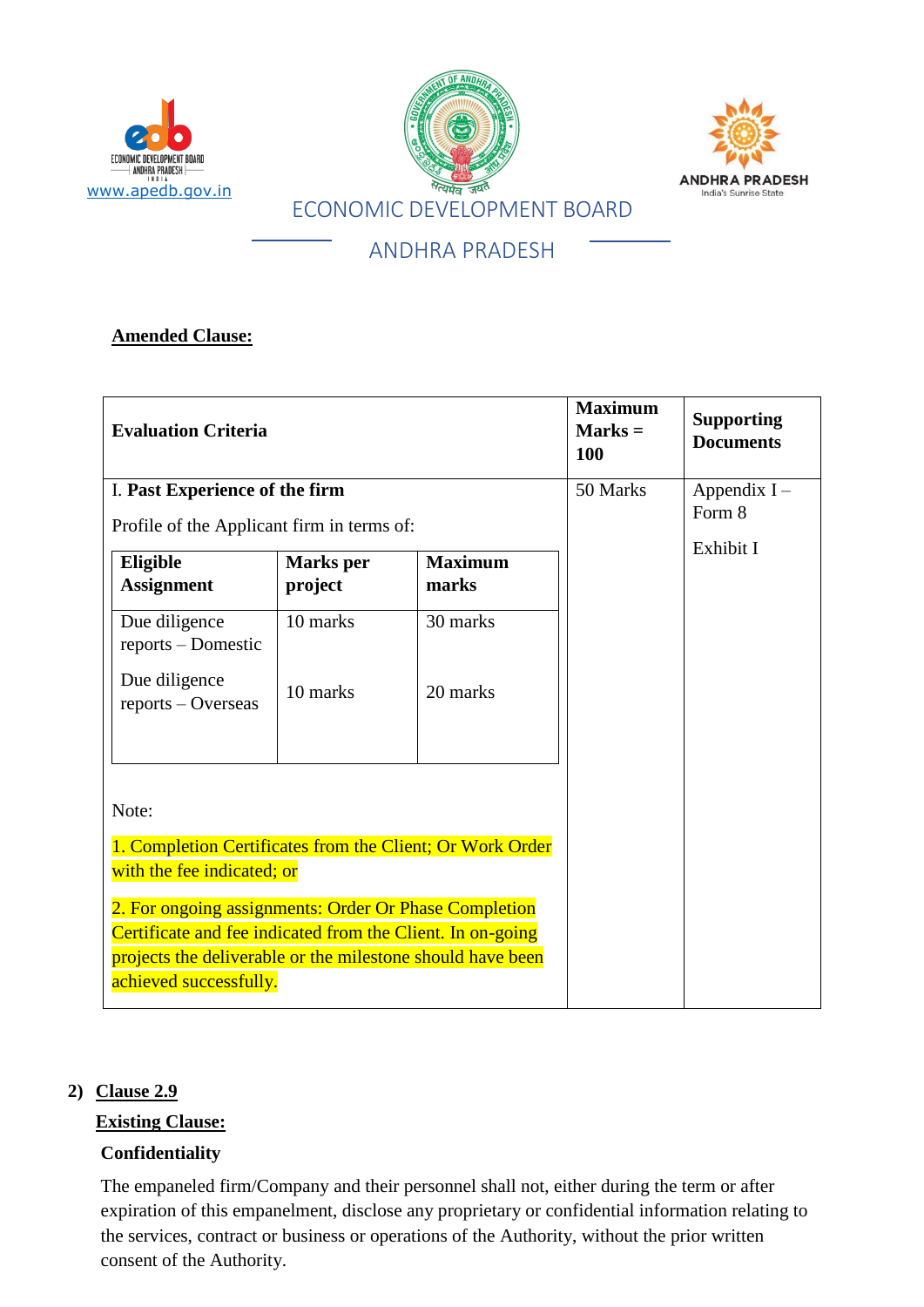**Amended Clause:**

<table>
<tr>
<th>Evaluation Criteria</th>
<th>Maximum Marks = 100</th>
<th>Supporting Documents</th>
</tr>
<tr>
<td>

I. **Past Experience of the firm**

Profile of the Applicant firm in terms of:

| **Eligible Assignment** | **Marks per project** | **Maximum marks** |
|---|---|---|
| Due diligence reports – Domestic | 10 marks | 30 marks |
| Due diligence reports – Overseas | 10 marks | 20 marks |

Note:

1. Completion Certificates from the Client; Or Work Order with the fee indicated; or

2. For ongoing assignments: Order Or Phase Completion Certificate and fee indicated from the Client. In on-going projects the deliverable or the milestone should have been achieved successfully.

</td>
<td>50 Marks</td>
<td>

Appendix I – Form 8

Exhibit I

</td>
</tr>
</table>

2) **Clause 2.9**

**Existing Clause:**

**Confidentiality**

The empaneled firm/Company and their personnel shall not, either during the term or after expiration of this empanelment, disclose any proprietary or confidential information relating to the services, contract or business or operations of the Authority, without the prior written consent of the Authority.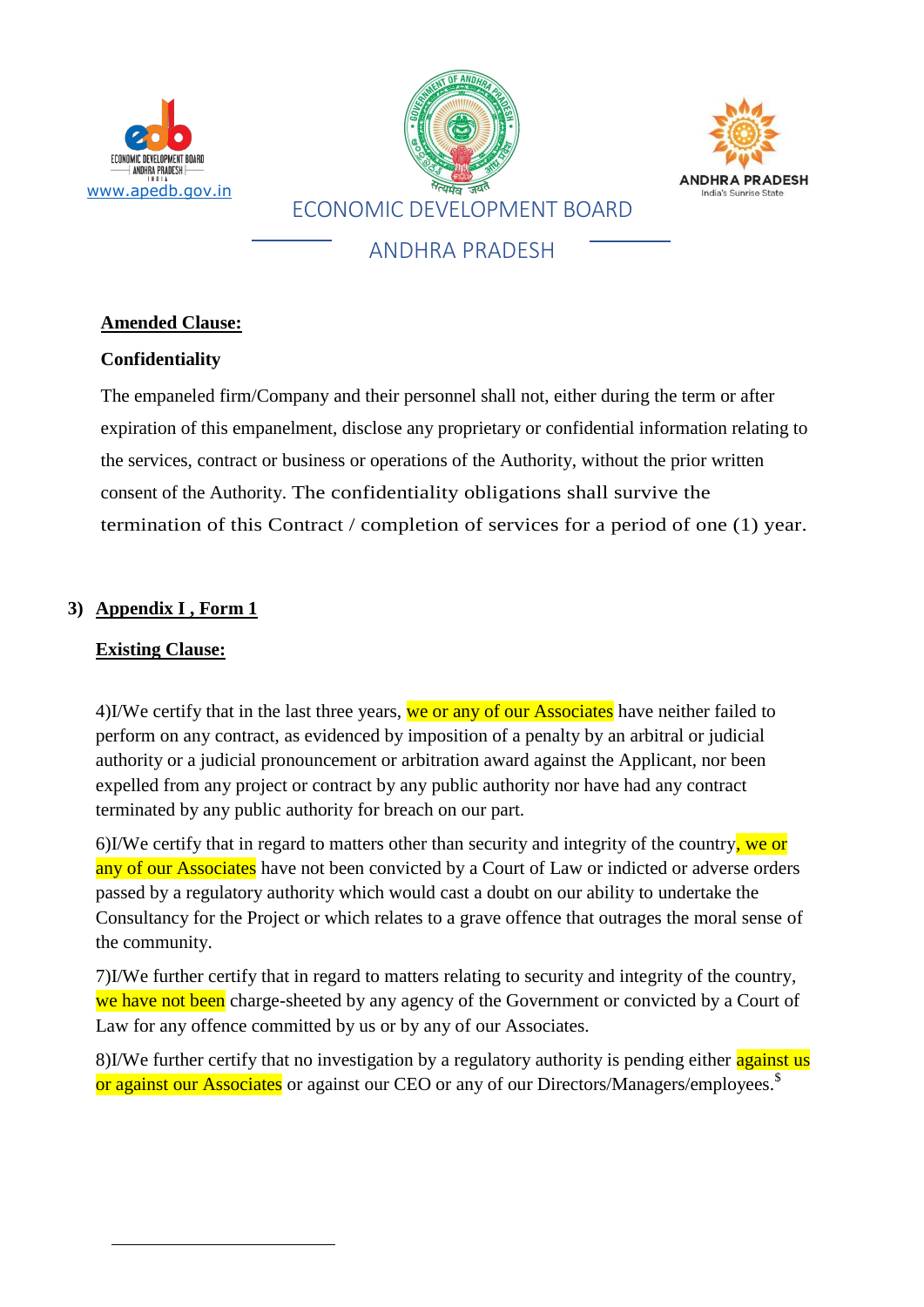**Amended Clause:**

**Confidentiality**

The empaneled firm/Company and their personnel shall not, either during the term or after expiration of this empanelment, disclose any proprietary or confidential information relating to the services, contract or business or operations of the Authority, without the prior written consent of the Authority. The confidentiality obligations shall survive the termination of this Contract / completion of services for a period of one (1) year.

**3) Appendix I , Form 1**

**Existing Clause:**

4)I/We certify that in the last three years, we or any of our Associates have neither failed to perform on any contract, as evidenced by imposition of a penalty by an arbitral or judicial authority or a judicial pronouncement or arbitration award against the Applicant, nor been expelled from any project or contract by any public authority nor have had any contract terminated by any public authority for breach on our part.

6)I/We certify that in regard to matters other than security and integrity of the country, we or any of our Associates have not been convicted by a Court of Law or indicted or adverse orders passed by a regulatory authority which would cast a doubt on our ability to undertake the Consultancy for the Project or which relates to a grave offence that outrages the moral sense of the community.

7)I/We further certify that in regard to matters relating to security and integrity of the country, we have not been charge-sheeted by any agency of the Government or convicted by a Court of Law for any offence committed by us or by any of our Associates.

8)I/We further certify that no investigation by a regulatory authority is pending either against us or against our Associates or against our CEO or any of our Directors/Managers/employees.[$]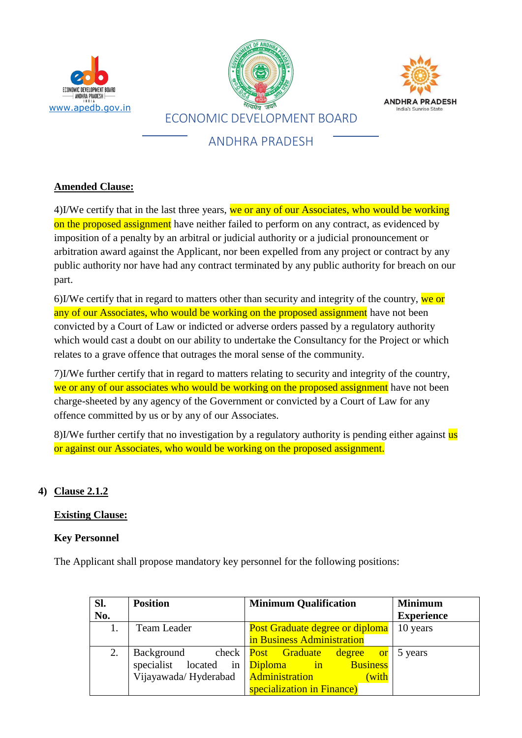ECONOMIC DEVELOPMENT BOARD

ANDHRA PRADESH

**Amended Clause:**

4)I/We certify that in the last three years, we or any of our Associates, who would be working on the proposed assignment have neither failed to perform on any contract, as evidenced by imposition of a penalty by an arbitral or judicial authority or a judicial pronouncement or arbitration award against the Applicant, nor been expelled from any project or contract by any public authority nor have had any contract terminated by any public authority for breach on our part.

6)I/We certify that in regard to matters other than security and integrity of the country, we or any of our Associates, who would be working on the proposed assignment have not been convicted by a Court of Law or indicted or adverse orders passed by a regulatory authority which would cast a doubt on our ability to undertake the Consultancy for the Project or which relates to a grave offence that outrages the moral sense of the community.

7)I/We further certify that in regard to matters relating to security and integrity of the country, we or any of our associates who would be working on the proposed assignment have not been charge-sheeted by any agency of the Government or convicted by a Court of Law for any offence committed by us or by any of our Associates.

8)I/We further certify that no investigation by a regulatory authority is pending either against us or against our Associates, who would be working on the proposed assignment.

4) **Clause 2.1.2**

**Existing Clause:**

**Key Personnel**

The Applicant shall propose mandatory key personnel for the following positions:

| Sl. No. | Position | Minimum Qualification | Minimum Experience |
|---|---|---|---|
| 1. | Team Leader | Post Graduate degree or diploma in Business Administration | 10 years |
| 2. | Background check specialist located in Vijayawada/ Hyderabad | Post Graduate degree or Diploma in Business Administration (with specialization in Finance) | 5 years |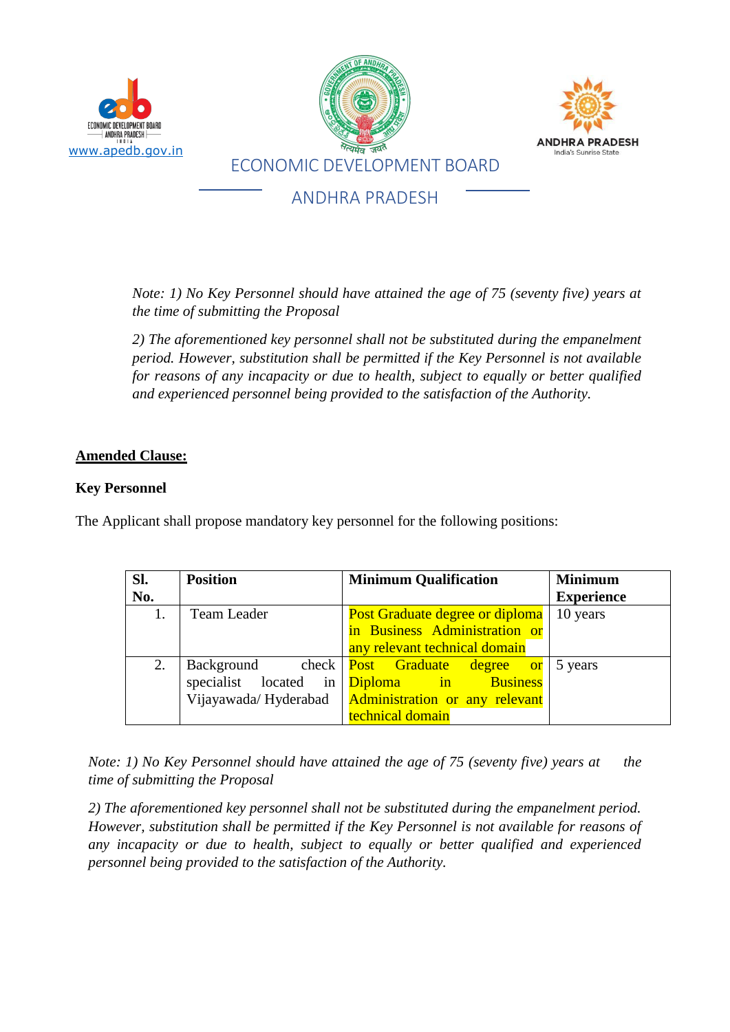*Note: 1) No Key Personnel should have attained the age of 75 (seventy five) years at the time of submitting the Proposal*

*2) The aforementioned key personnel shall not be substituted during the empanelment period. However, substitution shall be permitted if the Key Personnel is not available for reasons of any incapacity or due to health, subject to equally or better qualified and experienced personnel being provided to the satisfaction of the Authority.*

**Amended Clause:**

**Key Personnel**

The Applicant shall propose mandatory key personnel for the following positions:

| Sl. No. | Position | Minimum Qualification | Minimum Experience |
|---|---|---|---|
| 1. | Team Leader | Post Graduate degree or diploma in Business Administration or any relevant technical domain | 10 years |
| 2. | Background check specialist located in Vijayawada/ Hyderabad | Post Graduate degree or Diploma in Business Administration or any relevant technical domain | 5 years |

*Note: 1) No Key Personnel should have attained the age of 75 (seventy five) years at the time of submitting the Proposal*

*2) The aforementioned key personnel shall not be substituted during the empanelment period. However, substitution shall be permitted if the Key Personnel is not available for reasons of any incapacity or due to health, subject to equally or better qualified and experienced personnel being provided to the satisfaction of the Authority.*